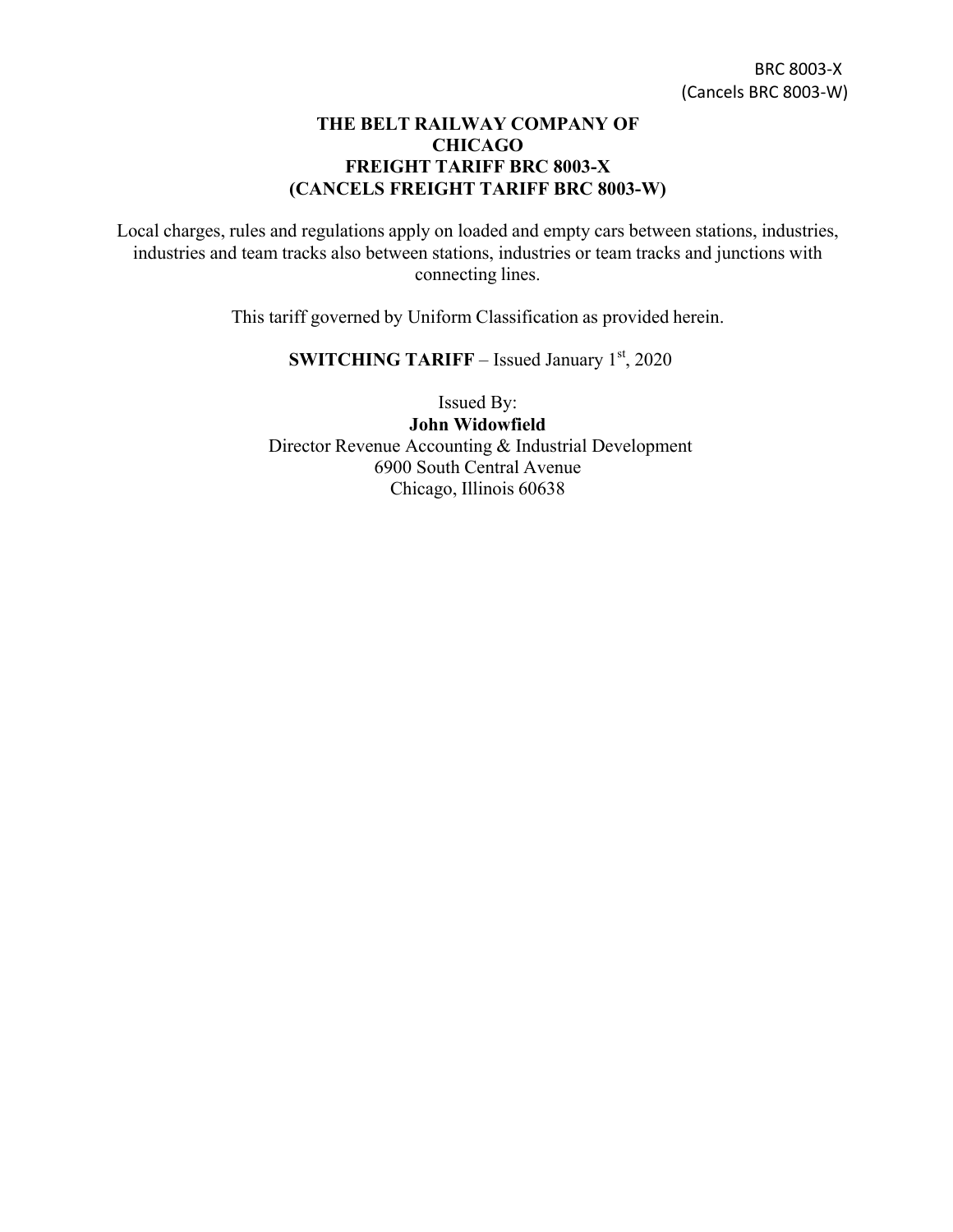BRC 8003-X
(Cancels BRC 8003-W)

# THE BELT RAILWAY COMPANY OF CHICAGO
# FREIGHT TARIFF BRC 8003-X
# (CANCELS FREIGHT TARIFF BRC 8003-W)

Local charges, rules and regulations apply on loaded and empty cars between stations, industries, industries and team tracks also between stations, industries or team tracks and junctions with connecting lines.

This tariff governed by Uniform Classification as provided herein.

**SWITCHING TARIFF** – Issued January 1st, 2020

Issued By:
**John Widowfield**
Director Revenue Accounting & Industrial Development
6900 South Central Avenue
Chicago, Illinois 60638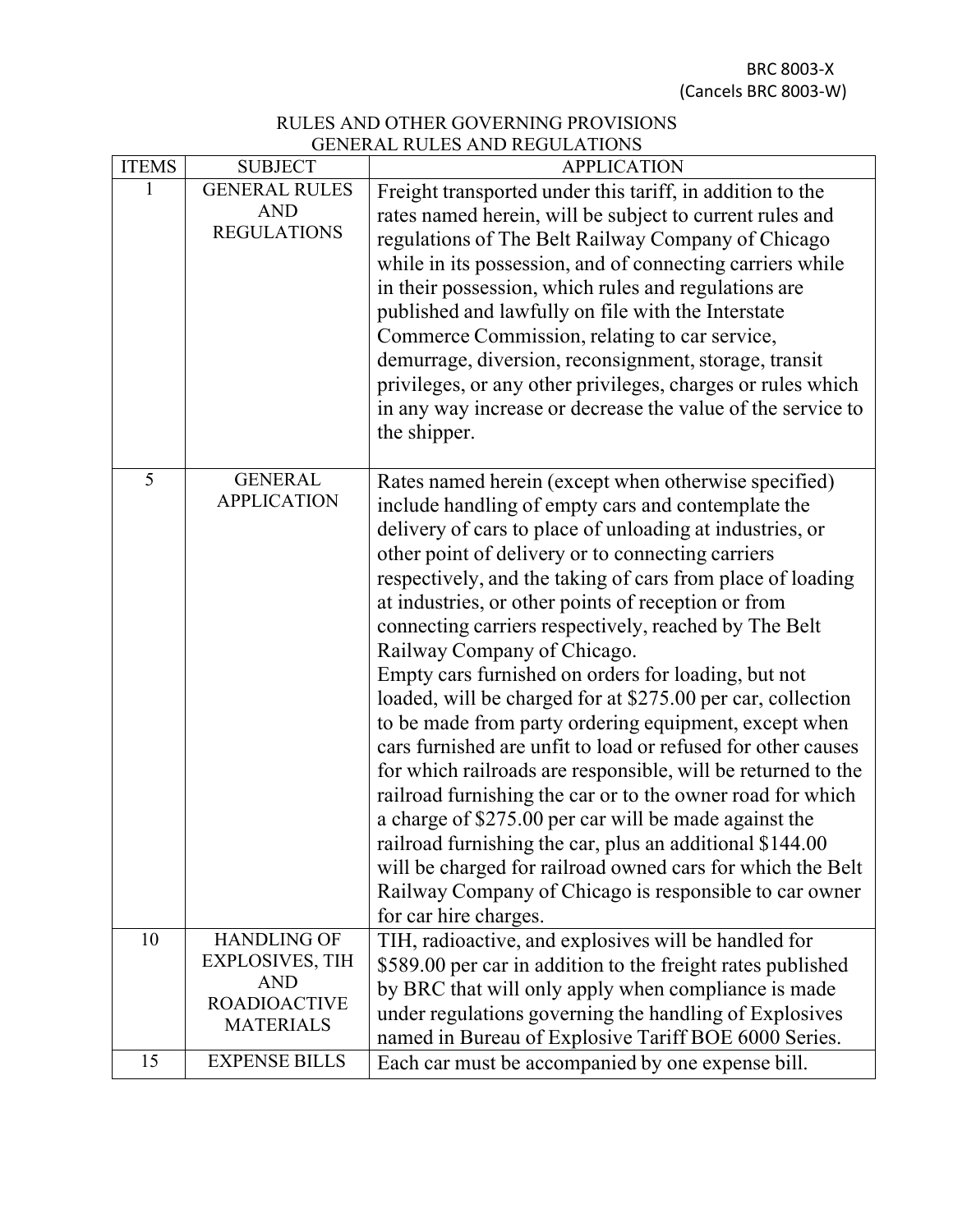BRC 8003-X
(Cancels BRC 8003-W)

## RULES AND OTHER GOVERNING PROVISIONS
## GENERAL RULES AND REGULATIONS

| ITEMS | SUBJECT | APPLICATION |
|---|---|---|
| 1 | GENERAL RULES AND REGULATIONS | Freight transported under this tariff, in addition to the rates named herein, will be subject to current rules and regulations of The Belt Railway Company of Chicago while in its possession, and of connecting carriers while in their possession, which rules and regulations are published and lawfully on file with the Interstate Commerce Commission, relating to car service, demurrage, diversion, reconsignment, storage, transit privileges, or any other privileges, charges or rules which in any way increase or decrease the value of the service to the shipper. |
| 5 | GENERAL APPLICATION | Rates named herein (except when otherwise specified) include handling of empty cars and contemplate the delivery of cars to place of unloading at industries, or other point of delivery or to connecting carriers respectively, and the taking of cars from place of loading at industries, or other points of reception or from connecting carriers respectively, reached by The Belt Railway Company of Chicago.<br>Empty cars furnished on orders for loading, but not loaded, will be charged for at $275.00 per car, collection to be made from party ordering equipment, except when cars furnished are unfit to load or refused for other causes for which railroads are responsible, will be returned to the railroad furnishing the car or to the owner road for which a charge of $275.00 per car will be made against the railroad furnishing the car, plus an additional $144.00 will be charged for railroad owned cars for which the Belt Railway Company of Chicago is responsible to car owner for car hire charges. |
| 10 | HANDLING OF EXPLOSIVES, TIH AND ROADIOACTIVE MATERIALS | TIH, radioactive, and explosives will be handled for $589.00 per car in addition to the freight rates published by BRC that will only apply when compliance is made under regulations governing the handling of Explosives named in Bureau of Explosive Tariff BOE 6000 Series. |
| 15 | EXPENSE BILLS | Each car must be accompanied by one expense bill. |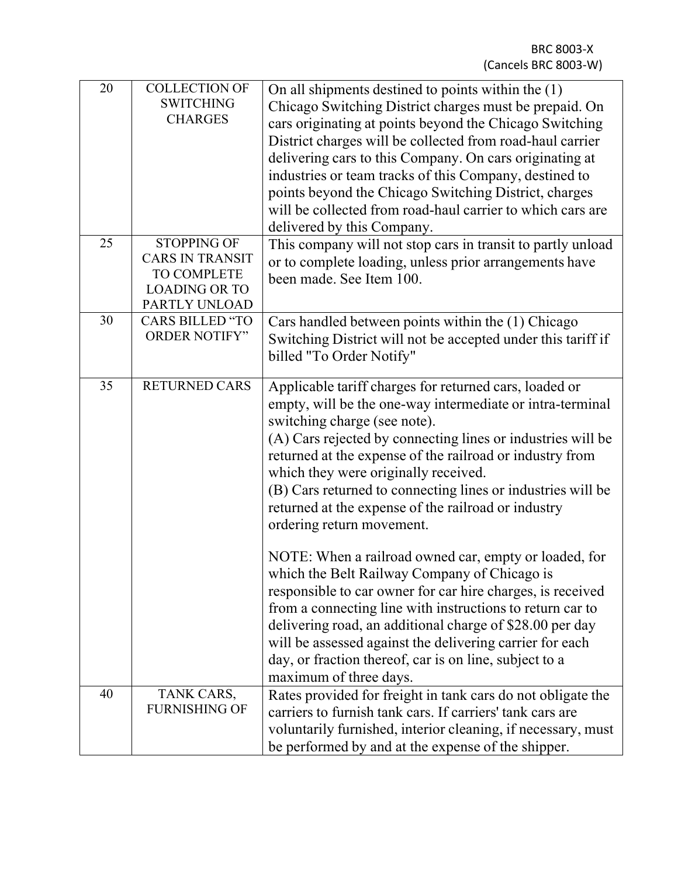| | | |
|---|---|---|
| 20 | COLLECTION OF SWITCHING CHARGES | On all shipments destined to points within the (1) Chicago Switching District charges must be prepaid. On cars originating at points beyond the Chicago Switching District charges will be collected from road-haul carrier delivering cars to this Company. On cars originating at industries or team tracks of this Company, destined to points beyond the Chicago Switching District, charges will be collected from road-haul carrier to which cars are delivered by this Company. |
| 25 | STOPPING OF CARS IN TRANSIT TO COMPLETE LOADING OR TO PARTLY UNLOAD | This company will not stop cars in transit to partly unload or to complete loading, unless prior arrangements have been made. See Item 100. |
| 30 | CARS BILLED "TO ORDER NOTIFY" | Cars handled between points within the (1) Chicago Switching District will not be accepted under this tariff if billed "To Order Notify" |
| 35 | RETURNED CARS | Applicable tariff charges for returned cars, loaded or empty, will be the one-way intermediate or intra-terminal switching charge (see note).<br>(A) Cars rejected by connecting lines or industries will be returned at the expense of the railroad or industry from which they were originally received.<br>(B) Cars returned to connecting lines or industries will be returned at the expense of the railroad or industry ordering return movement.<br><br>NOTE: When a railroad owned car, empty or loaded, for which the Belt Railway Company of Chicago is responsible to car owner for car hire charges, is received from a connecting line with instructions to return car to delivering road, an additional charge of $28.00 per day will be assessed against the delivering carrier for each day, or fraction thereof, car is on line, subject to a maximum of three days. |
| 40 | TANK CARS, FURNISHING OF | Rates provided for freight in tank cars do not obligate the carriers to furnish tank cars. If carriers' tank cars are voluntarily furnished, interior cleaning, if necessary, must be performed by and at the expense of the shipper. |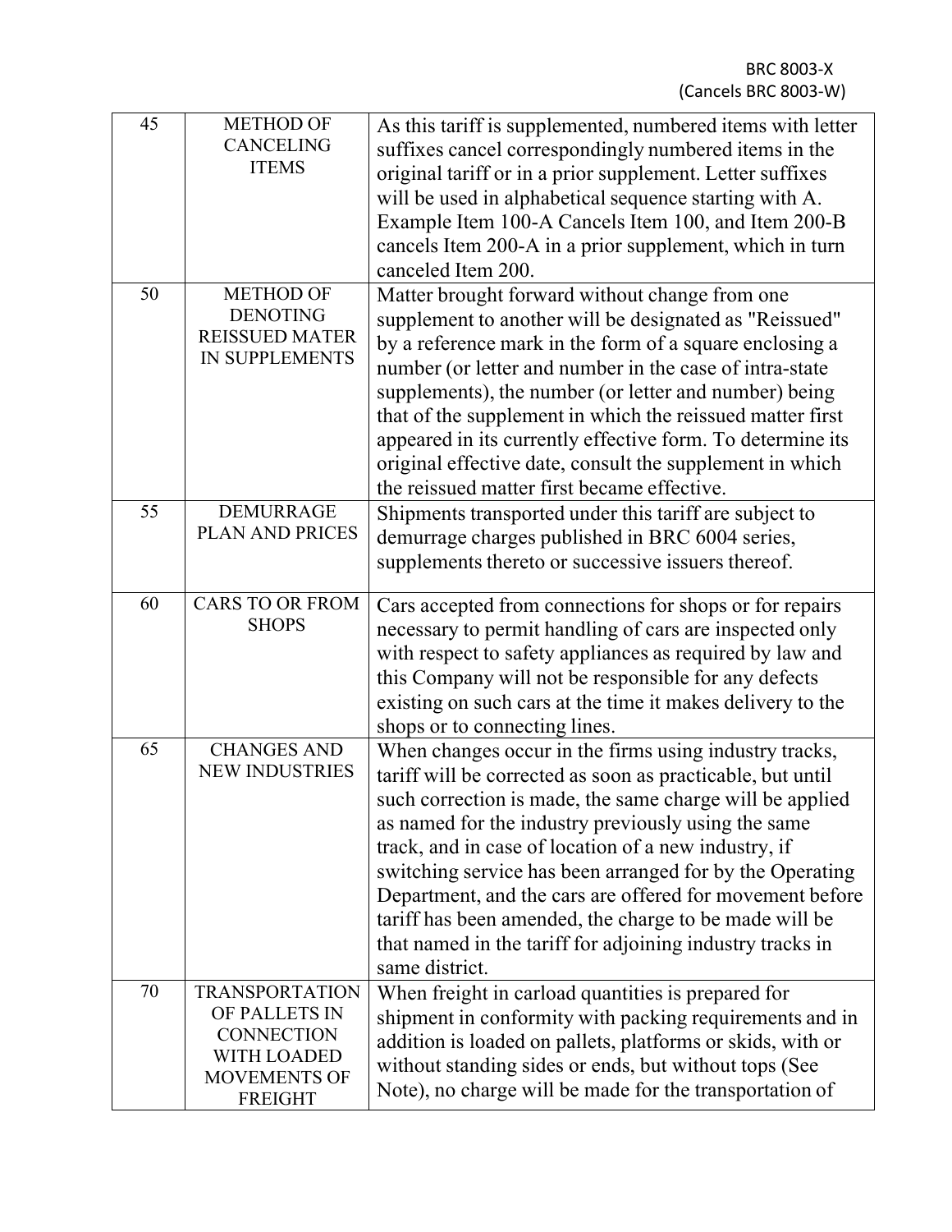| | | |
|---|---|---|
| 45 | METHOD OF CANCELING ITEMS | As this tariff is supplemented, numbered items with letter suffixes cancel correspondingly numbered items in the original tariff or in a prior supplement. Letter suffixes will be used in alphabetical sequence starting with A. Example Item 100-A Cancels Item 100, and Item 200-B cancels Item 200-A in a prior supplement, which in turn canceled Item 200. |
| 50 | METHOD OF DENOTING REISSUED MATER IN SUPPLEMENTS | Matter brought forward without change from one supplement to another will be designated as "Reissued" by a reference mark in the form of a square enclosing a number (or letter and number in the case of intra-state supplements), the number (or letter and number) being that of the supplement in which the reissued matter first appeared in its currently effective form. To determine its original effective date, consult the supplement in which the reissued matter first became effective. |
| 55 | DEMURRAGE PLAN AND PRICES | Shipments transported under this tariff are subject to demurrage charges published in BRC 6004 series, supplements thereto or successive issuers thereof. |
| 60 | CARS TO OR FROM SHOPS | Cars accepted from connections for shops or for repairs necessary to permit handling of cars are inspected only with respect to safety appliances as required by law and this Company will not be responsible for any defects existing on such cars at the time it makes delivery to the shops or to connecting lines. |
| 65 | CHANGES AND NEW INDUSTRIES | When changes occur in the firms using industry tracks, tariff will be corrected as soon as practicable, but until such correction is made, the same charge will be applied as named for the industry previously using the same track, and in case of location of a new industry, if switching service has been arranged for by the Operating Department, and the cars are offered for movement before tariff has been amended, the charge to be made will be that named in the tariff for adjoining industry tracks in same district. |
| 70 | TRANSPORTATION OF PALLETS IN CONNECTION WITH LOADED MOVEMENTS OF FREIGHT | When freight in carload quantities is prepared for shipment in conformity with packing requirements and in addition is loaded on pallets, platforms or skids, with or without standing sides or ends, but without tops (See Note), no charge will be made for the transportation of |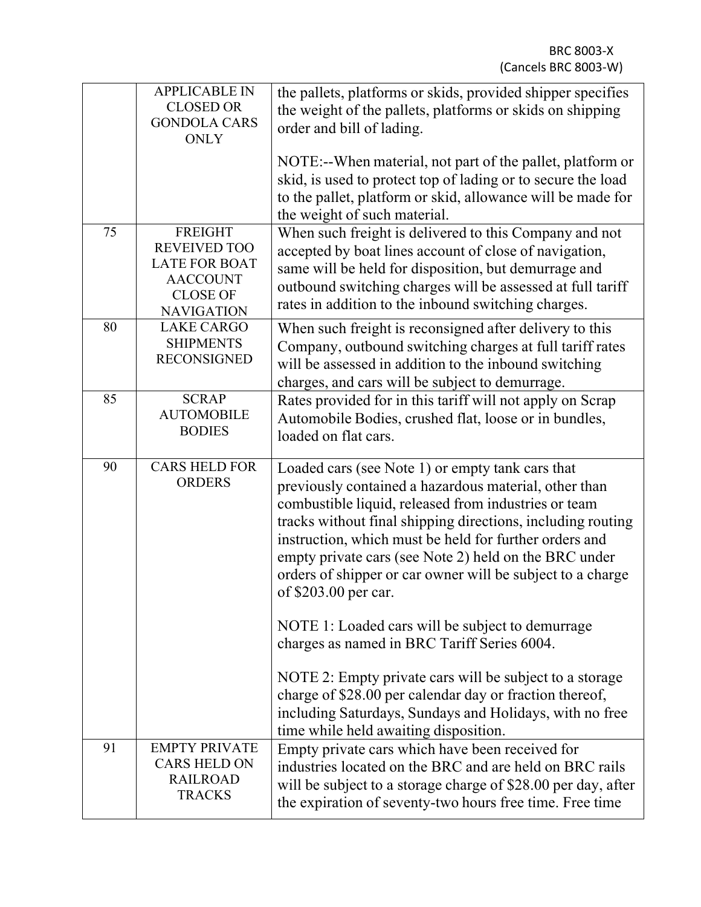| | | |
|---|---|---|
| | APPLICABLE IN CLOSED OR GONDOLA CARS ONLY | the pallets, platforms or skids, provided shipper specifies the weight of the pallets, platforms or skids on shipping order and bill of lading.<br><br>NOTE:--When material, not part of the pallet, platform or skid, is used to protect top of lading or to secure the load to the pallet, platform or skid, allowance will be made for the weight of such material. |
| 75 | FREIGHT REVEIVED TOO LATE FOR BOAT AACCOUNT CLOSE OF NAVIGATION | When such freight is delivered to this Company and not accepted by boat lines account of close of navigation, same will be held for disposition, but demurrage and outbound switching charges will be assessed at full tariff rates in addition to the inbound switching charges. |
| 80 | LAKE CARGO SHIPMENTS RECONSIGNED | When such freight is reconsigned after delivery to this Company, outbound switching charges at full tariff rates will be assessed in addition to the inbound switching charges, and cars will be subject to demurrage. |
| 85 | SCRAP AUTOMOBILE BODIES | Rates provided for in this tariff will not apply on Scrap Automobile Bodies, crushed flat, loose or in bundles, loaded on flat cars. |
| 90 | CARS HELD FOR ORDERS | Loaded cars (see Note 1) or empty tank cars that previously contained a hazardous material, other than combustible liquid, released from industries or team tracks without final shipping directions, including routing instruction, which must be held for further orders and empty private cars (see Note 2) held on the BRC under orders of shipper or car owner will be subject to a charge of \$203.00 per car.<br><br>NOTE 1: Loaded cars will be subject to demurrage charges as named in BRC Tariff Series 6004.<br><br>NOTE 2: Empty private cars will be subject to a storage charge of \$28.00 per calendar day or fraction thereof, including Saturdays, Sundays and Holidays, with no free time while held awaiting disposition. |
| 91 | EMPTY PRIVATE CARS HELD ON RAILROAD TRACKS | Empty private cars which have been received for industries located on the BRC and are held on BRC rails will be subject to a storage charge of \$28.00 per day, after the expiration of seventy-two hours free time. Free time |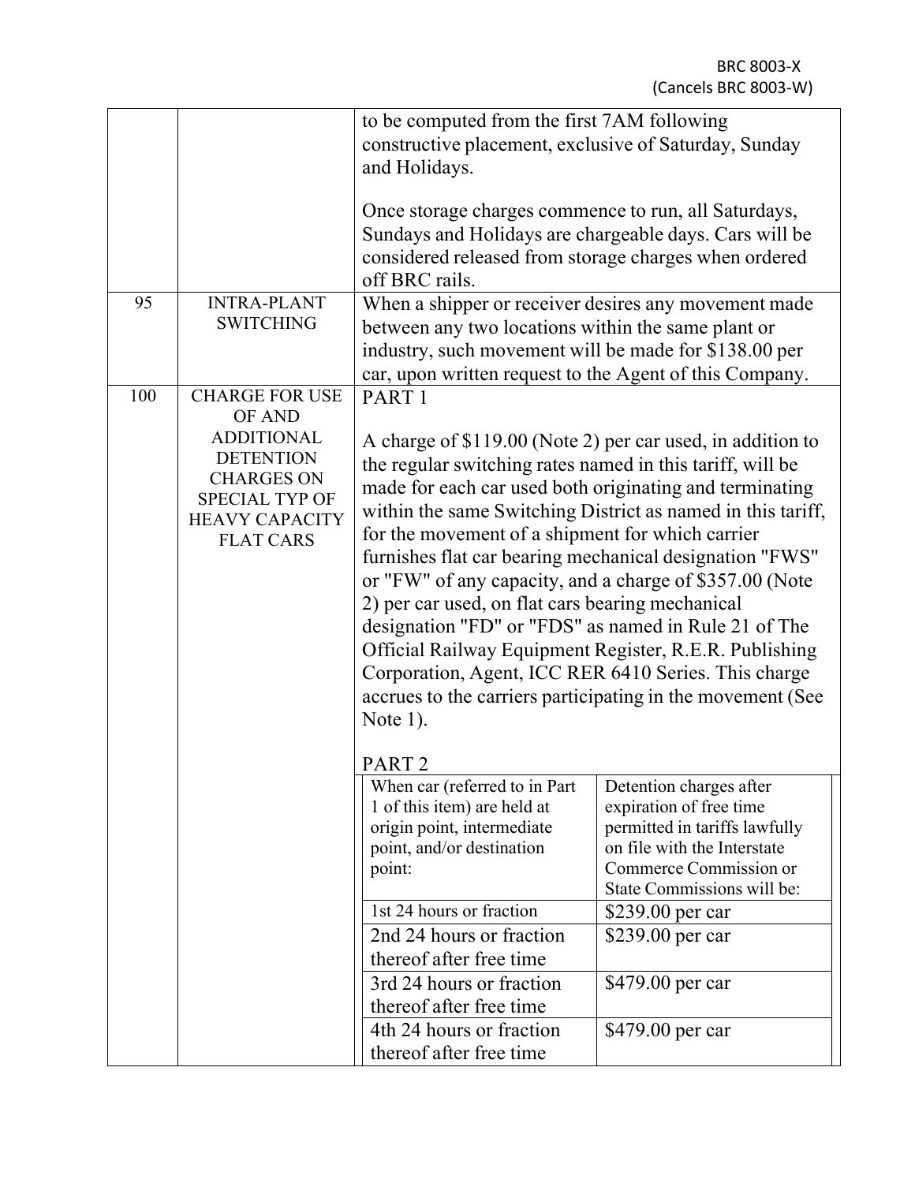| | | |
|---|---|---|
| | | to be computed from the first 7AM following constructive placement, exclusive of Saturday, Sunday and Holidays.<br><br>Once storage charges commence to run, all Saturdays, Sundays and Holidays are chargeable days. Cars will be considered released from storage charges when ordered off BRC rails. |
| 95 | INTRA-PLANT SWITCHING | When a shipper or receiver desires any movement made between any two locations within the same plant or industry, such movement will be made for $138.00 per car, upon written request to the Agent of this Company. |
| 100 | CHARGE FOR USE OF AND ADDITIONAL DETENTION CHARGES ON SPECIAL TYP OF HEAVY CAPACITY FLAT CARS | PART 1<br><br>A charge of $119.00 (Note 2) per car used, in addition to the regular switching rates named in this tariff, will be made for each car used both originating and terminating within the same Switching District as named in this tariff, for the movement of a shipment for which carrier furnishes flat car bearing mechanical designation "FWS" or "FW" of any capacity, and a charge of $357.00 (Note 2) per car used, on flat cars bearing mechanical designation "FD" or "FDS" as named in Rule 21 of The Official Railway Equipment Register, R.E.R. Publishing Corporation, Agent, ICC RER 6410 Series. This charge accrues to the carriers participating in the movement (See Note 1).<br><br>PART 2 |

| When car (referred to in Part 1 of this item) are held at origin point, intermediate point, and/or destination point: | Detention charges after expiration of free time permitted in tariffs lawfully on file with the Interstate Commerce Commission or State Commissions will be: |
|---|---|
| 1st 24 hours or fraction | $239.00 per car |
| 2nd 24 hours or fraction thereof after free time | $239.00 per car |
| 3rd 24 hours or fraction thereof after free time | $479.00 per car |
| 4th 24 hours or fraction thereof after free time | $479.00 per car |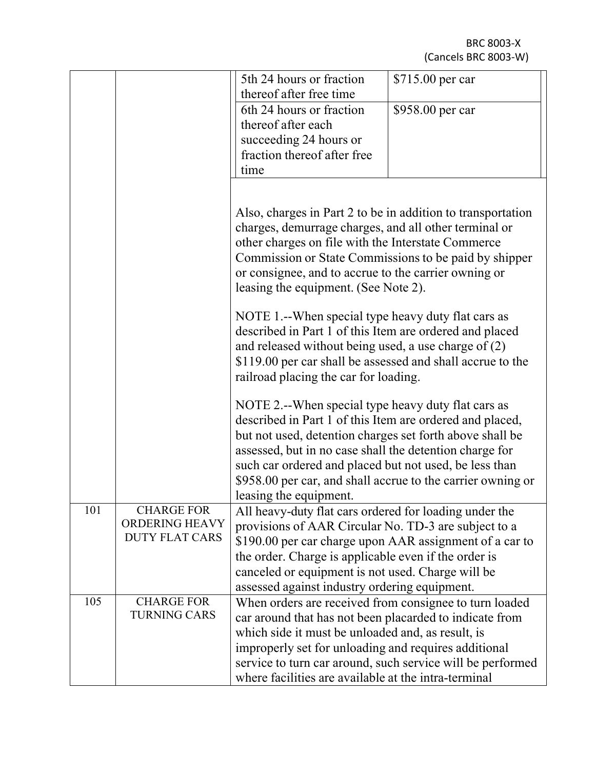| | | |
|---|---|---|
| | | 5th 24 hours or fraction thereof after free time — $715.00 per car<br>6th 24 hours or fraction thereof after each succeeding 24 hours or fraction thereof after free time — $958.00 per car<br><br>Also, charges in Part 2 to be in addition to transportation charges, demurrage charges, and all other terminal or other charges on file with the Interstate Commerce Commission or State Commissions to be paid by shipper or consignee, and to accrue to the carrier owning or leasing the equipment. (See Note 2).<br><br>NOTE 1.--When special type heavy duty flat cars as described in Part 1 of this Item are ordered and placed and released without being used, a use charge of (2) $119.00 per car shall be assessed and shall accrue to the railroad placing the car for loading.<br><br>NOTE 2.--When special type heavy duty flat cars as described in Part 1 of this Item are ordered and placed, but not used, detention charges set forth above shall be assessed, but in no case shall the detention charge for such car ordered and placed but not used, be less than $958.00 per car, and shall accrue to the carrier owning or leasing the equipment. |
| 101 | CHARGE FOR ORDERING HEAVY DUTY FLAT CARS | All heavy-duty flat cars ordered for loading under the provisions of AAR Circular No. TD-3 are subject to a $190.00 per car charge upon AAR assignment of a car to the order. Charge is applicable even if the order is canceled or equipment is not used. Charge will be assessed against industry ordering equipment. |
| 105 | CHARGE FOR TURNING CARS | When orders are received from consignee to turn loaded car around that has not been placarded to indicate from which side it must be unloaded and, as result, is improperly set for unloading and requires additional service to turn car around, such service will be performed where facilities are available at the intra-terminal |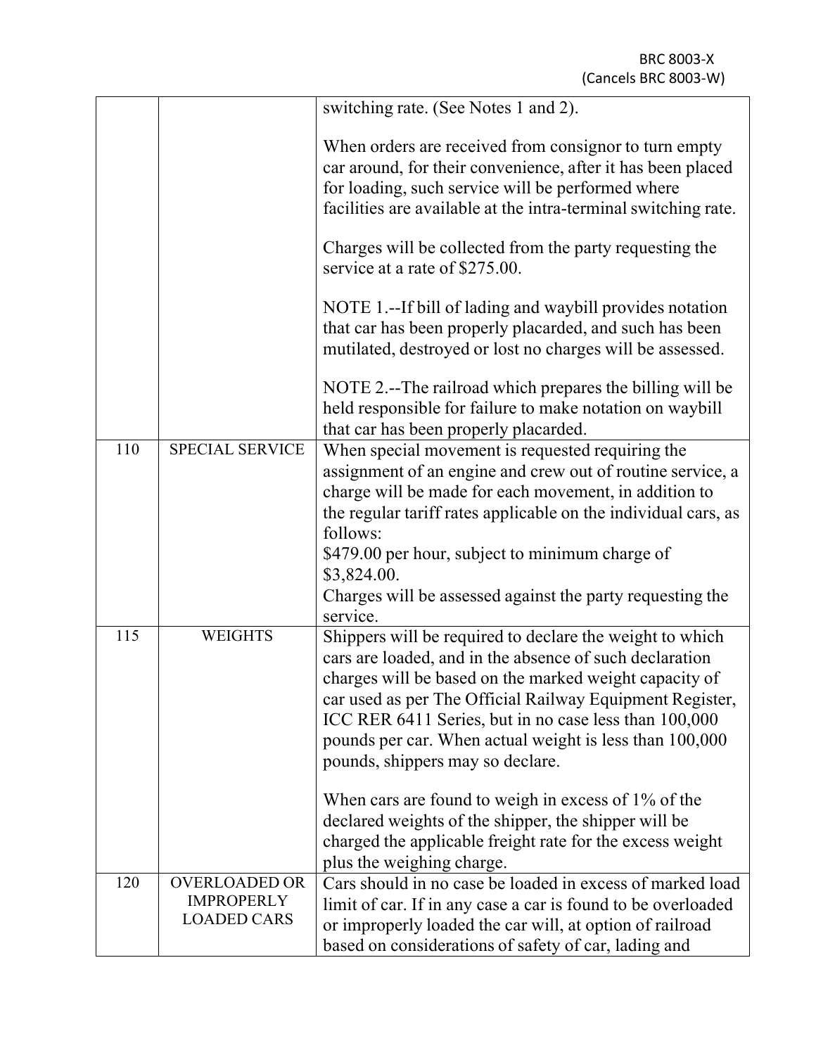| | | |
|---|---|---|
| | | switching rate. (See Notes 1 and 2).<br><br>When orders are received from consignor to turn empty car around, for their convenience, after it has been placed for loading, such service will be performed where facilities are available at the intra-terminal switching rate.<br><br>Charges will be collected from the party requesting the service at a rate of $275.00.<br><br>NOTE 1.--If bill of lading and waybill provides notation that car has been properly placarded, and such has been mutilated, destroyed or lost no charges will be assessed.<br><br>NOTE 2.--The railroad which prepares the billing will be held responsible for failure to make notation on waybill that car has been properly placarded. |
| 110 | SPECIAL SERVICE | When special movement is requested requiring the assignment of an engine and crew out of routine service, a charge will be made for each movement, in addition to the regular tariff rates applicable on the individual cars, as follows:<br>$479.00 per hour, subject to minimum charge of $3,824.00.<br>Charges will be assessed against the party requesting the service. |
| 115 | WEIGHTS | Shippers will be required to declare the weight to which cars are loaded, and in the absence of such declaration charges will be based on the marked weight capacity of car used as per The Official Railway Equipment Register, ICC RER 6411 Series, but in no case less than 100,000 pounds per car. When actual weight is less than 100,000 pounds, shippers may so declare.<br><br>When cars are found to weigh in excess of 1% of the declared weights of the shipper, the shipper will be charged the applicable freight rate for the excess weight plus the weighing charge. |
| 120 | OVERLOADED OR IMPROPERLY LOADED CARS | Cars should in no case be loaded in excess of marked load limit of car. If in any case a car is found to be overloaded or improperly loaded the car will, at option of railroad based on considerations of safety of car, lading and |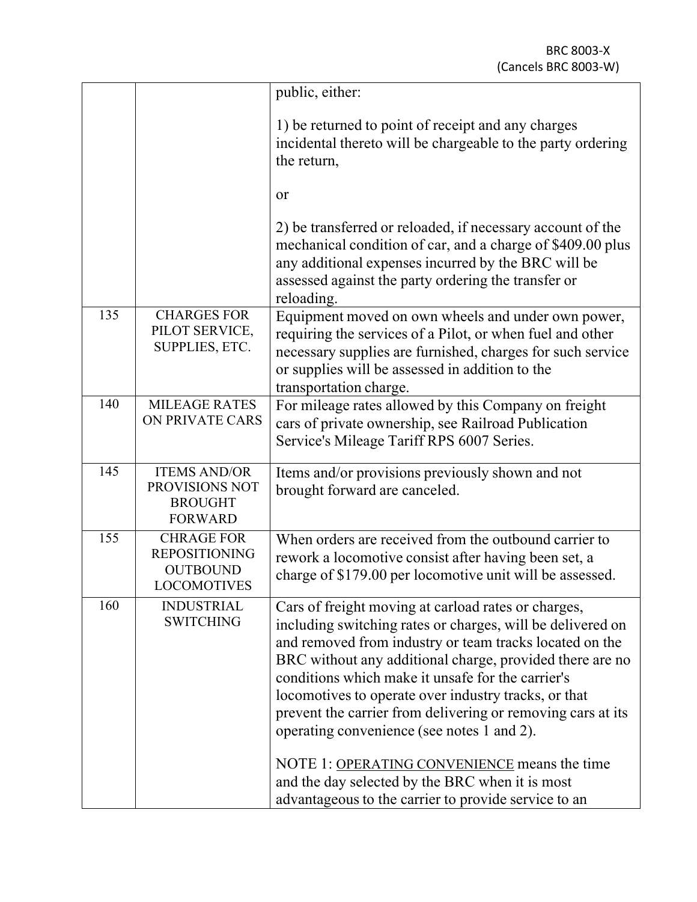| | | |
|---|---|---|
| | | public, either:<br><br>1) be returned to point of receipt and any charges incidental thereto will be chargeable to the party ordering the return,<br><br>or<br><br>2) be transferred or reloaded, if necessary account of the mechanical condition of car, and a charge of $409.00 plus any additional expenses incurred by the BRC will be assessed against the party ordering the transfer or reloading. |
| 135 | CHARGES FOR PILOT SERVICE, SUPPLIES, ETC. | Equipment moved on own wheels and under own power, requiring the services of a Pilot, or when fuel and other necessary supplies are furnished, charges for such service or supplies will be assessed in addition to the transportation charge. |
| 140 | MILEAGE RATES ON PRIVATE CARS | For mileage rates allowed by this Company on freight cars of private ownership, see Railroad Publication Service's Mileage Tariff RPS 6007 Series. |
| 145 | ITEMS AND/OR PROVISIONS NOT BROUGHT FORWARD | Items and/or provisions previously shown and not brought forward are canceled. |
| 155 | CHRAGE FOR REPOSITIONING OUTBOUND LOCOMOTIVES | When orders are received from the outbound carrier to rework a locomotive consist after having been set, a charge of $179.00 per locomotive unit will be assessed. |
| 160 | INDUSTRIAL SWITCHING | Cars of freight moving at carload rates or charges, including switching rates or charges, will be delivered on and removed from industry or team tracks located on the BRC without any additional charge, provided there are no conditions which make it unsafe for the carrier's locomotives to operate over industry tracks, or that prevent the carrier from delivering or removing cars at its operating convenience (see notes 1 and 2).<br><br>NOTE 1: OPERATING CONVENIENCE means the time and the day selected by the BRC when it is most advantageous to the carrier to provide service to an |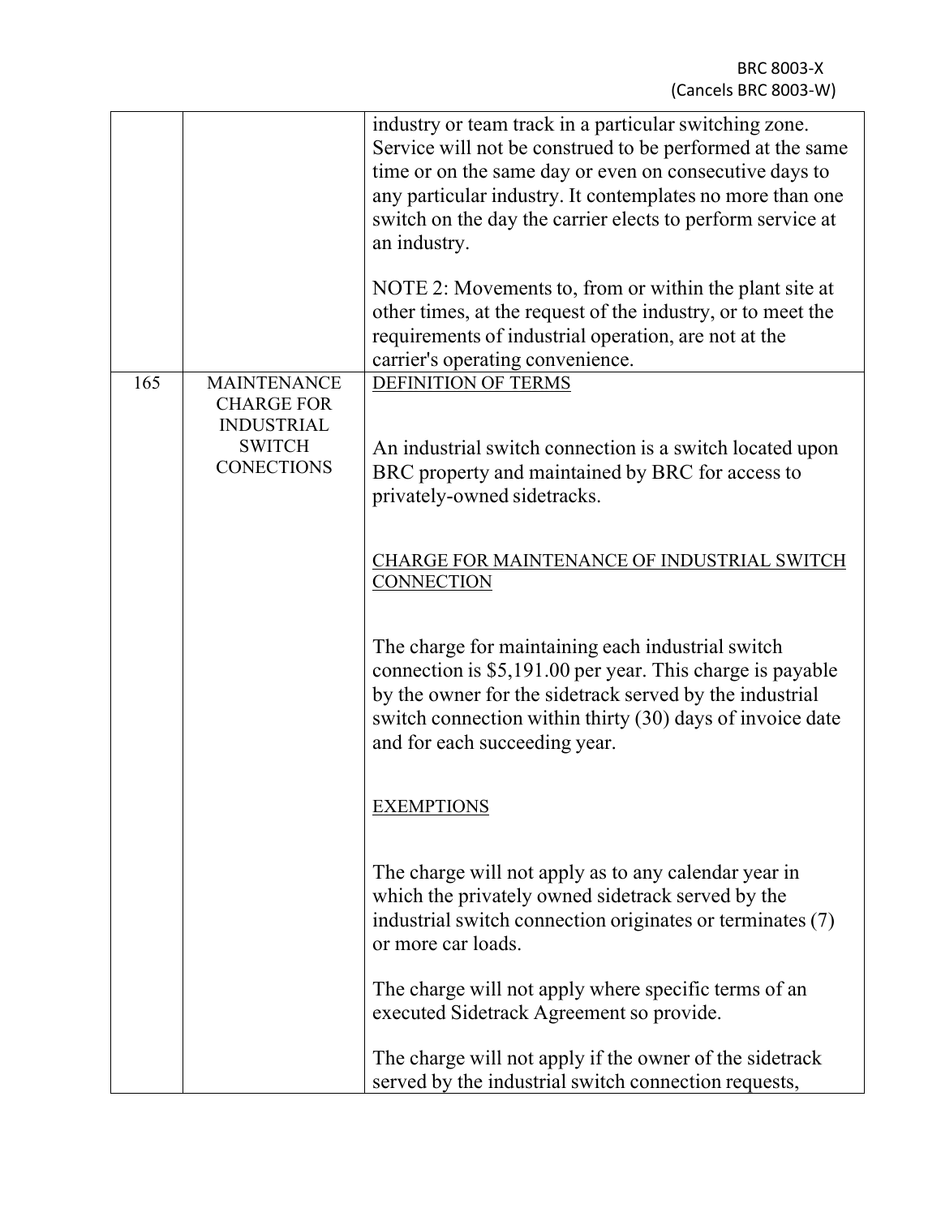| | | |
|---|---|---|
| | | industry or team track in a particular switching zone. Service will not be construed to be performed at the same time or on the same day or even on consecutive days to any particular industry. It contemplates no more than one switch on the day the carrier elects to perform service at an industry.<br><br>NOTE 2: Movements to, from or within the plant site at other times, at the request of the industry, or to meet the requirements of industrial operation, are not at the carrier's operating convenience. |
| 165 | MAINTENANCE CHARGE FOR INDUSTRIAL SWITCH CONECTIONS | DEFINITION OF TERMS<br><br>An industrial switch connection is a switch located upon BRC property and maintained by BRC for access to privately-owned sidetracks.<br><br>CHARGE FOR MAINTENANCE OF INDUSTRIAL SWITCH CONNECTION<br><br>The charge for maintaining each industrial switch connection is $5,191.00 per year. This charge is payable by the owner for the sidetrack served by the industrial switch connection within thirty (30) days of invoice date and for each succeeding year.<br><br>EXEMPTIONS<br><br>The charge will not apply as to any calendar year in which the privately owned sidetrack served by the industrial switch connection originates or terminates (7) or more car loads.<br><br>The charge will not apply where specific terms of an executed Sidetrack Agreement so provide.<br><br>The charge will not apply if the owner of the sidetrack served by the industrial switch connection requests, |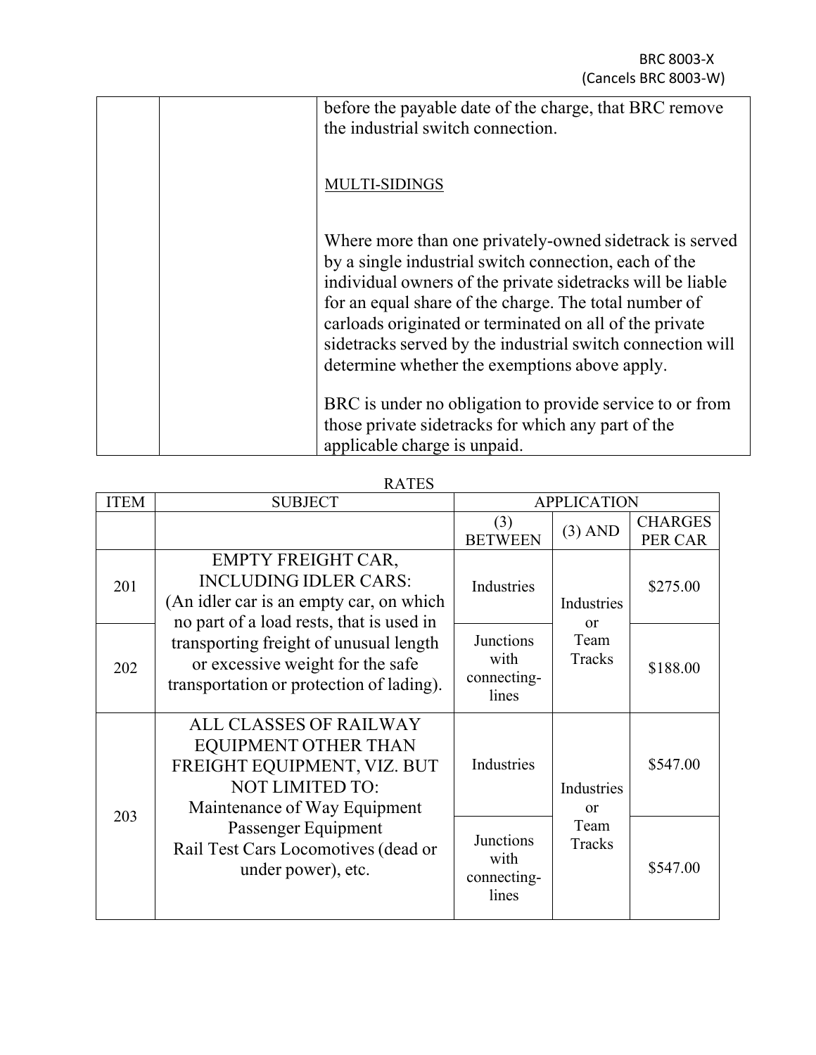| | | before the payable date of the charge, that BRC remove the industrial switch connection.<br><br><u>MULTI-SIDINGS</u><br><br>Where more than one privately-owned sidetrack is served by a single industrial switch connection, each of the individual owners of the private sidetracks will be liable for an equal share of the charge. The total number of carloads originated or terminated on all of the private sidetracks served by the industrial switch connection will determine whether the exemptions above apply.<br><br>BRC is under no obligation to provide service to or from those private sidetracks for which any part of the applicable charge is unpaid. |
|---|---|---|

RATES

| ITEM | SUBJECT | APPLICATION | | |
|---|---|---|---|---|
| | | (3) BETWEEN | (3) AND | CHARGES PER CAR |
| 201 | EMPTY FREIGHT CAR, INCLUDING IDLER CARS: (An idler car is an empty car, on which no part of a load rests, that is used in transporting freight of unusual length or excessive weight for the safe transportation or protection of lading). | Industries | Industries or Team Tracks | $275.00 |
| 202 | | Junctions with connecting-lines | | $188.00 |
| 203 | ALL CLASSES OF RAILWAY EQUIPMENT OTHER THAN FREIGHT EQUIPMENT, VIZ. BUT NOT LIMITED TO: Maintenance of Way Equipment Passenger Equipment Rail Test Cars Locomotives (dead or under power), etc. | Industries | Industries or Team Tracks | $547.00 |
| | | Junctions with connecting-lines | | $547.00 |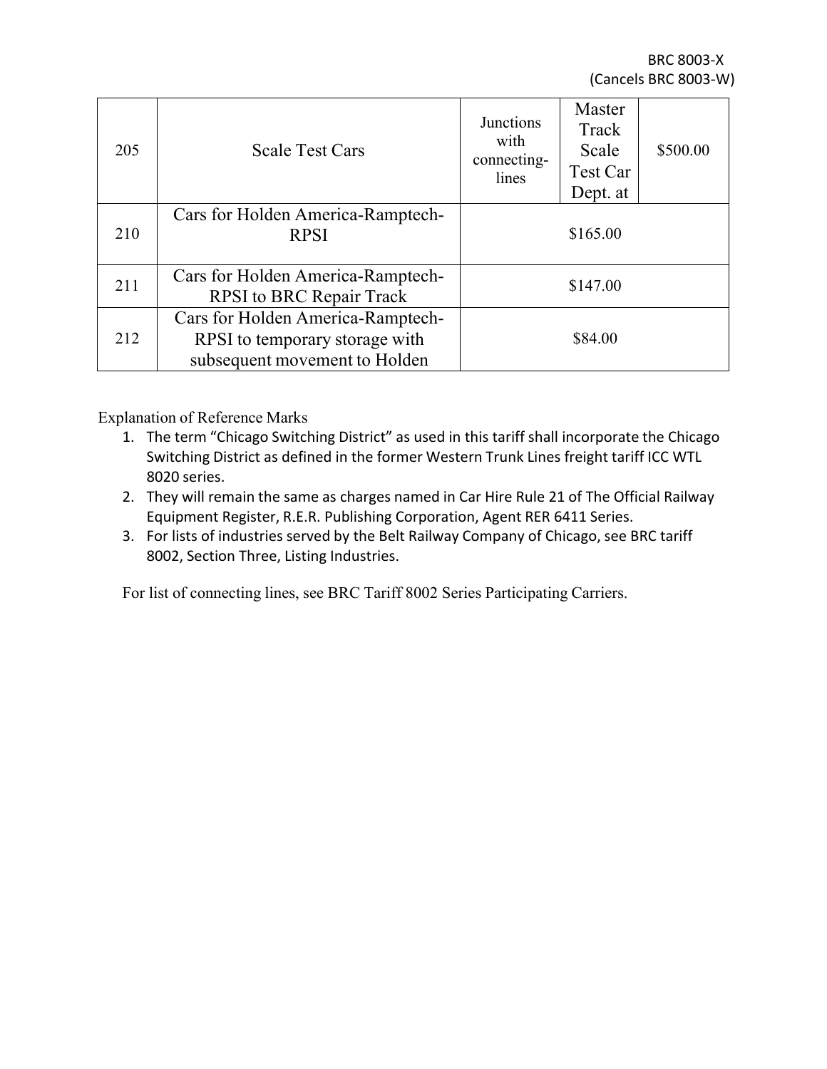| | | | | |
|---|---|---|---|---|
| 205 | Scale Test Cars | Junctions with connecting-lines | Master Track Scale Test Car Dept. at | $500.00 |
| 210 | Cars for Holden America-Ramptech-RPSI | $165.00 | | |
| 211 | Cars for Holden America-Ramptech-RPSI to BRC Repair Track | $147.00 | | |
| 212 | Cars for Holden America-Ramptech-RPSI to temporary storage with subsequent movement to Holden | $84.00 | | |

Explanation of Reference Marks

1. The term "Chicago Switching District" as used in this tariff shall incorporate the Chicago Switching District as defined in the former Western Trunk Lines freight tariff ICC WTL 8020 series.
2. They will remain the same as charges named in Car Hire Rule 21 of The Official Railway Equipment Register, R.E.R. Publishing Corporation, Agent RER 6411 Series.
3. For lists of industries served by the Belt Railway Company of Chicago, see BRC tariff 8002, Section Three, Listing Industries.

For list of connecting lines, see BRC Tariff 8002 Series Participating Carriers.